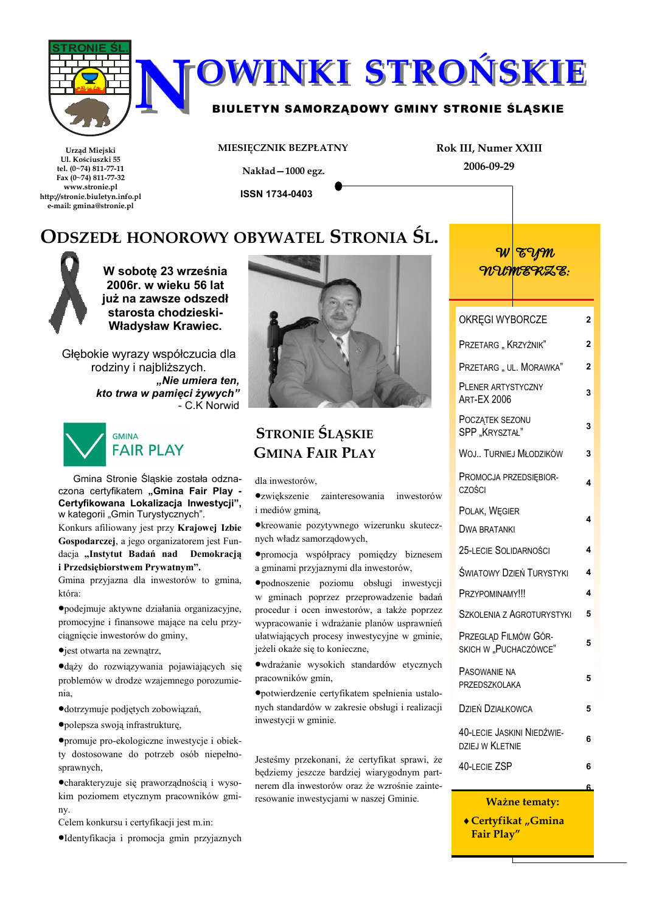# NOWINKI STROŃSKIE

**BIULETYN SAMORZĄDOWY GMINY STRONIE ŚLĄSKIE**

Urząd Miejski
Ul. Kościuszki 55
tel. (0~74) 811-77-11
Fax (0~74) 811-77-32
www.stronie.pl
http://stronie.biuletyn.info.pl
e-mail: gmina@stronie.pl

MIESIĘCZNIK BEZPŁATNY

Nakład—1000 egz.

ISSN 1734-0403

Rok III, Numer XXIII

2006-09-29

## ODSZEDŁ HONOROWY OBYWATEL STRONIA ŚL.

**W sobotę 23 września 2006r. w wieku 56 lat już na zawsze odszedł starosta chodzieski- Władysław Krawiec.**

Głębokie wyrazy współczucia dla rodziny i najbliższych.

***„Nie umiera ten, kto trwa w pamięci żywych"***
- C.K Norwid

GMINA FAIR PLAY

## STRONIE ŚLĄSKIE GMINA FAIR PLAY

Gmina Stronie Śląskie została odznaczona certyfikatem **„Gmina Fair Play - Certyfikowana Lokalizacja Inwestycji"**, w kategorii „Gmin Turystycznych".

Konkurs afiliowany jest przy **Krajowej Izbie Gospodarczej**, a jego organizatorem jest Fundacja **„Instytut Badań nad Demokracją i Przedsiębiorstwem Prywatnym"**.

Gmina przyjazna dla inwestorów to gmina, która:

- podejmuje aktywne działania organizacyjne, promocyjne i finansowe mające na celu przyciągnięcie inwestorów do gminy,
- jest otwarta na zewnątrz,
- dąży do rozwiązywania pojawiających się problemów w drodze wzajemnego porozumienia,
- dotrzymuje podjętych zobowiązań,
- polepsza swoją infrastrukturę,
- promuje pro-ekologiczne inwestycje i obiekty dostosowane do potrzeb osób niepełnosprawnych,
- charakteryzuje się praworządnością i wysokim poziomem etycznym pracowników gminy.

Celem konkursu i certyfikacji jest m.in:

- Identyfikacja i promocja gmin przyjaznych dla inwestorów,
- zwiększenie zainteresowania inwestorów i mediów gminą,
- kreowanie pozytywnego wizerunku skutecznych władz samorządowych,
- promocja współpracy pomiędzy biznesem a gminami przyjaznymi dla inwestorów,
- podnoszenie poziomu obsługi inwestycji w gminach poprzez przeprowadzenie badań procedur i ocen inwestorów, a także poprzez wypracowanie i wdrażanie planów usprawnień ułatwiających procesy inwestycyjne w gminie, jeżeli okaże się to konieczne,
- wdrażanie wysokich standardów etycznych pracowników gmin,
- potwierdzenie certyfikatem spełnienia ustalonych standardów w zakresie obsługi i realizacji inwestycji w gminie.

Jesteśmy przekonani, że certyfikat sprawi, że będziemy jeszcze bardziej wiarygodnym partnerem dla inwestorów oraz że wzrośnie zainteresowanie inwestycjami w naszej Gminie.

## W TYM NUMERZE:

| | |
|---|---|
| OKRĘGI WYBORCZE | 2 |
| PRZETARG „ KRZYŻNIK" | 2 |
| PRZETARG „ UL. MORAWKA" | 2 |
| PLENER ARTYSTYCZNY ART-EX 2006 | 3 |
| POCZĄTEK SEZONU SPP „KRYSZTAŁ" | 3 |
| WOJ.. TURNIEJ MŁODZIKÓW | 3 |
| PROMOCJA PRZEDSIĘBIORCZOŚCI | 4 |
| POLAK, WĘGIER DWA BRATANKI | 4 |
| 25-LECIE SOLIDARNOŚCI | 4 |
| ŚWIATOWY DZIEŃ TURYSTYKI | 4 |
| PRZYPOMINAMY!!! | 4 |
| SZKOLENIA Z AGROTURYSTYKI | 5 |
| PRZEGLĄD FILMÓW GÓRSKICH W „PUCHACZÓWCE" | 5 |
| PASOWANIE NA PRZEDSZKOLAKA | 5 |
| DZIEŃ DZIAŁKOWCA | 5 |
| 40-LECIE JASKINI NIEDŹWIEDZIEJ W KLETNIE | 6 |
| 40-LECIE ZSP | 6 |

**Ważne tematy:**

- **Certyfikat „Gmina Fair Play"**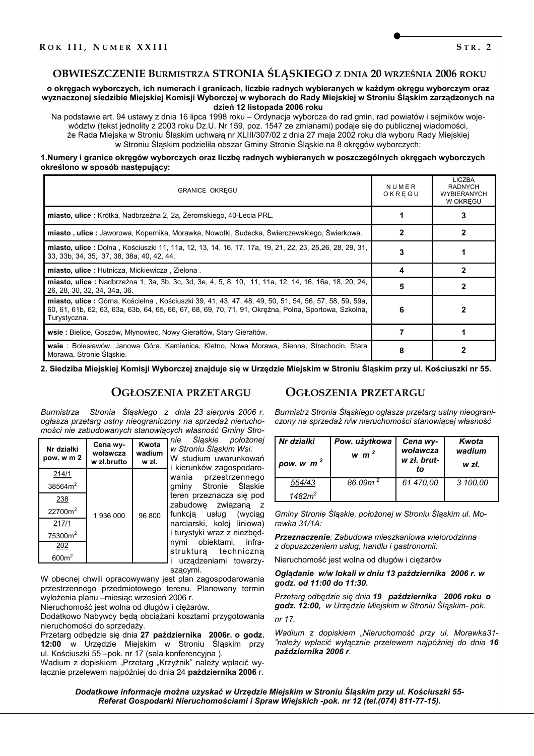# OBWIESZCZENIE BURMISTRZA STRONIA ŚLĄSKIEGO Z DNIA 20 WRZEŚNIA 2006 ROKU

**o okręgach wyborczych, ich numerach i granicach, liczbie radnych wybieranych w każdym okręgu wyborczym oraz wyznaczonej siedzibie Miejskiej Komisji Wyborczej w wyborach do Rady Miejskiej w Stroniu Śląskim zarządzonych na dzień 12 listopada 2006 roku**

Na podstawie art. 94 ustawy z dnia 16 lipca 1998 roku – Ordynacja wyborcza do rad gmin, rad powiatów i sejmików województw (tekst jednolity z 2003 roku Dz.U. Nr 159, poz. 1547 ze zmianami) podaje się do publicznej wiadomości, że Rada Miejska w Stroniu Śląskim uchwałą nr XLIII/307/02 z dnia 27 maja 2002 roku dla wyboru Rady Miejskiej w Stroniu Śląskim podzieliła obszar Gminy Stronie Śląskie na 8 okręgów wyborczych:

**1.Numery i granice okręgów wyborczych oraz liczbę radnych wybieranych w poszczególnych okręgach wyborczych określono w sposób następujący:**

| GRANICE OKRĘGU | NUMER OKRĘGU | LICZBA RADNYCH WYBIERANYCH W OKRĘGU |
|---|---|---|
| **miasto, ulice :** Krótka, Nadbrzeżna 2, 2a, Żeromskiego, 40-Lecia PRL. | **1** | **3** |
| **miasto , ulice :** Jaworowa, Kopernika, Morawka, Nowotki, Sudecka, Świerczewskiego, Świerkowa. | **2** | **2** |
| **miasto, ulice :** Dolna , Kościuszki 11, 11a, 12, 13, 14, 16, 17, 17a, 19, 21, 22, 23, 25,26, 28, 29, 31, 33, 33b, 34, 35, 37, 38, 38a, 40, 42, 44. | **3** | **1** |
| **miasto, ulice :** Hutnicza, Mickiewicza , Zielona . | **4** | **2** |
| **miasto, ulice :** Nadbrzeżna 1, 3a, 3b, 3c, 3d, 3e, 4, 5, 8, 10, 11, 11a, 12, 14, 16, 16a, 18, 20, 24, 26, 28, 30, 32, 34, 34a, 36. | **5** | **2** |
| **miasto, ulice :** Górna, Kościelna , Kościuszki 39, 41, 43, 47, 48, 49, 50, 51, 54, 56, 57, 58, 59, 59a, 60, 61, 61b, 62, 63, 63a, 63b, 64, 65, 66, 67, 68, 69, 70, 71, 91, Okrężna, Polna, Sportowa, Szkolna, Turystyczna. | **6** | **2** |
| **wsie :** Bielice, Goszów, Młynowiec, Nowy Gierałtów, Stary Gierałtów. | **7** | **1** |
| **wsie** : Bolesławów, Janowa Góra, Kamienica, Kletno, Nowa Morawa, Sienna, Strachocin, Stara Morawa, Stronie Śląskie. | **8** | **2** |

**2. Siedziba Miejskiej Komisji Wyborczej znajduje się w Urzędzie Miejskim w Stroniu Śląskim przy ul. Kościuszki nr 55.**

## OGŁOSZENIA PRZETARGU

*Burmistrza Stronia Śląskiego z dnia 23 sierpnia 2006 r. ogłasza przetarg ustny nieograniczony na sprzedaż nieruchomości nie zabudowanych stanowiących własność Gminy Stronie Śląskie położonej w Stroniu Śląskim Wsi.*

| Nr działki pow. w m 2 | Cena wywoławcza w zł.brutto | Kwota wadium w zł. |
|---|---|---|
| 214/1 38564m² | 1 936 000 | 96 800 |
| 238 22700m² | | |
| 217/1 75300m² | | |
| 202 600m² | | |

W studium uwarunkowań i kierunków zagospodarowania przestrzennego gminy Stronie Śląskie teren przeznacza się pod zabudowę związaną z funkcją usług (wyciąg narciarski, kolej liniowa) i turystyki wraz z niezbędnymi obiektami, infrastrukturą techniczną i urządzeniami towarzyszącymi.

W obecnej chwili opracowywany jest plan zagospodarowania przestrzennego przedmiotowego terenu. Planowany termin wyłożenia planu –miesiąc wrzesień 2006 r.

Nieruchomość jest wolna od długów i ciężarów.

Dodatkowo Nabywcy będą obciążani kosztami przygotowania nieruchomości do sprzedaży.

Przetarg odbędzie się dnia **27 października 2006r. o godz. 12:00** w Urzędzie Miejskim w Stroniu Śląskim przy ul. Kościuszki 55 –pok. nr 17 (sala konferencyjna ).

Wadium z dopiskiem „Przetarg „Krzyżnik" należy wpłacić wyłącznie przelewem najpóźniej do dnia 24 **października 2006** r.

## OGŁOSZENIA PRZETARGU

*Burmistrz Stronia Śląskiego ogłasza przetarg ustny nieograniczony na sprzedaż n/w nieruchomości stanowiącej własność*

| Nr działki pow. w m² | Pow. użytkowa w m² | Cena wywoławcza w zł. brutto | Kwota wadium w zł. |
|---|---|---|---|
| 554/43 1482m² | 86.09m² | 61 470,00 | 3 100,00 |

*Gminy Stronie Śląskie, położonej w Stroniu Śląskim ul. Morawka 31/1A:*

***Przeznaczenie**: Zabudowa mieszkaniowa wielorodzinna z dopuszczeniem usług, handlu i gastronomii.*

Nieruchomość jest wolna od długów i ciężarów

***Oglądanie w/w lokali w dniu 13 października 2006 r. w godz. od 11:00 do 11:30.***

*Przetarg odbędzie się dnia **19 października 2006 roku o godz. 12:00**, w Urzędzie Miejskim w Stroniu Śląskim- pok. nr 17.*

*Wadium z dopiskiem „Nieruchomość przy ul. Morawka31-"należy wpłacić wyłącznie przelewem najpóźniej do dnia **16 października 2006 r**.*

***Dodatkowe informacje można uzyskać w Urzędzie Miejskim w Stroniu Śląskim przy ul. Kościuszki 55- Referat Gospodarki Nieruchomościami i Spraw Wiejskich -pok. nr 12 (tel.(074) 811-77-15).***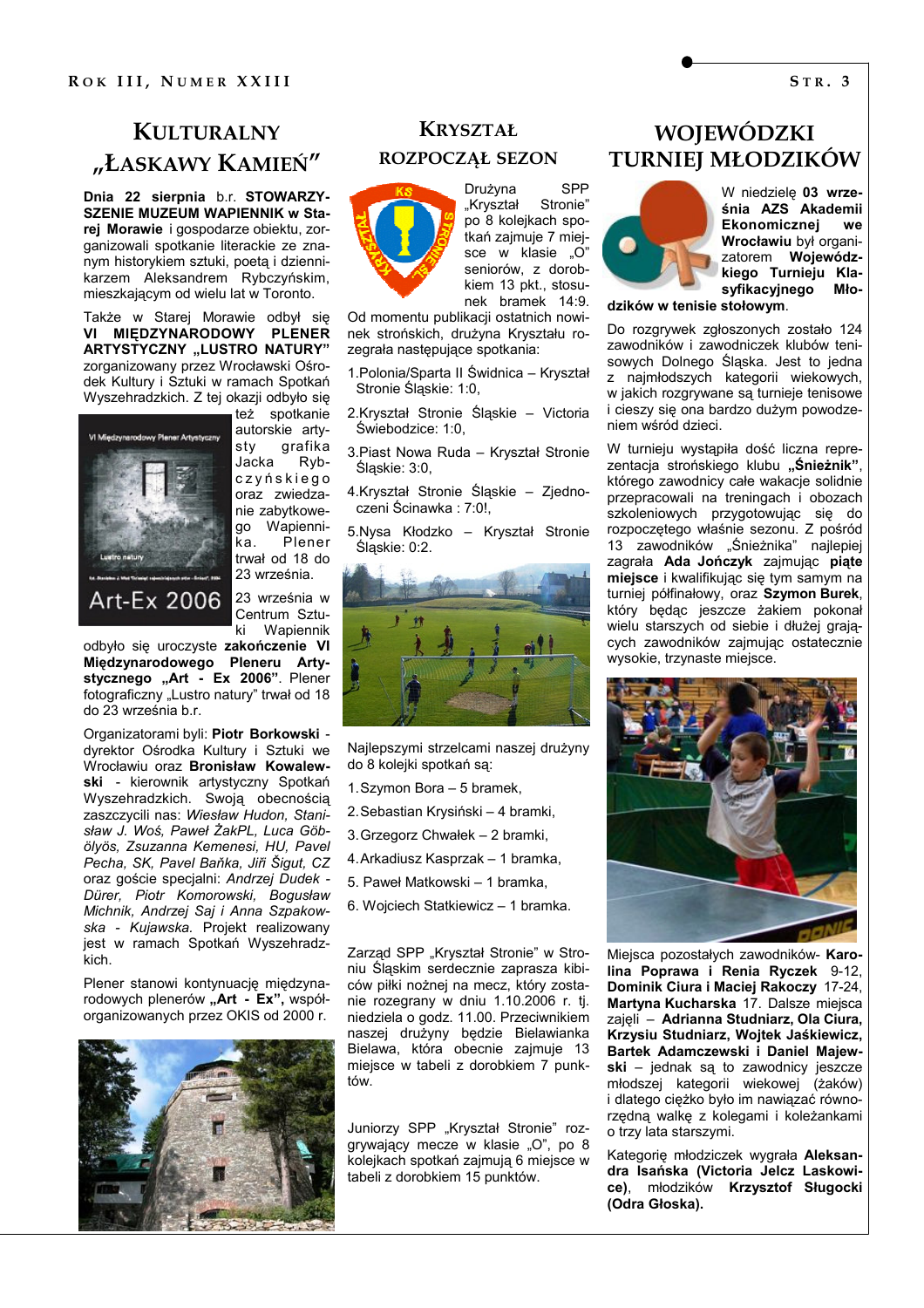## KULTURALNY „ŁASKAWY KAMIEŃ"

**Dnia 22 sierpnia** b.r. **STOWARZYSZENIE MUZEUM WAPIENNIK w Starej Morawie** i gospodarze obiektu, zorganizowali spotkanie literackie ze znanym historykiem sztuki, poetą i dziennikarzem Aleksandrem Rybczyńskim, mieszkającym od wielu lat w Toronto.

Także w Starej Morawie odbył się **VI MIĘDZYNARODOWY PLENER ARTYSTYCZNY „LUSTRO NATURY"** zorganizowany przez Wrocławski Ośrodek Kultury i Sztuki w ramach Spotkań Wyszehradzkich. Z tej okazji odbyło się też spotkanie autorskie artysty grafika Jacka Rybczyńskiego oraz zwiedzanie zabytkowego Wapiennika. Plener trwał od 18 do 23 września.

23 września w Centrum Sztuki Wapiennik odbyło się uroczyste **zakończenie VI Międzynarodowego Pleneru Artystycznego „Art - Ex 2006"**. Plener fotograficzny „Lustro natury" trwał od 18 do 23 września b.r.

Organizatorami byli: **Piotr Borkowski** - dyrektor Ośrodka Kultury i Sztuki we Wrocławiu oraz **Bronisław Kowalewski** - kierownik artystyczny Spotkań Wyszehradzkich. Swoją obecnością zaszczycili nas: *Wiesław Hudon, Stanisław J. Woś, Paweł ŻakPL, Luca Gött­ölyös, Zsuzanna Kemenesi, HU, Pavel Pecha, SK, Pavel Baňka, Jiří Šigut, CZ* oraz goście specjalni: *Andrzej Dudek - Dürer, Piotr Komorowski, Bogusław Michnik, Andrzej Saj i Anna Szpakowska - Kujawska.* Projekt realizowany jest w ramach Spotkań Wyszehradzkich.

Plener stanowi kontynuację międzynarodowych plenerów **„Art - Ex"**, współorganizowanych przez OKIS od 2000 r.

## KRYSZTAŁ ROZPOCZĄŁ SEZON

Drużyna SPP „Kryształ Stronie" po 8 kolejkach spotkań zajmuje 7 miejsce w klasie „O" seniorów, z dorobkiem 13 pkt., stosunek bramek 14:9.

Od momentu publikacji ostatnich nowinek strońskich, drużyna Kryształu rozegrała następujące spotkania:

1. Polonia/Sparta II Świdnica – Kryształ Stronie Śląskie: 1:0,
2. Kryształ Stronie Śląskie – Victoria Świebodzice: 1:0,
3. Piast Nowa Ruda – Kryształ Stronie Śląskie: 3:0,
4. Kryształ Stronie Śląskie – Zjednoczeni Ścinawka : 7:0!,
5. Nysa Kłodzko – Kryształ Stronie Śląskie: 0:2.

Najlepszymi strzelcami naszej drużyny do 8 kolejki spotkań są:

1. Szymon Bora – 5 bramek,
2. Sebastian Krysiński – 4 bramki,
3. Grzegorz Chwałek – 2 bramki,
4. Arkadiusz Kasprzak – 1 bramka,
5. Paweł Matkowski – 1 bramka,
6. Wojciech Statkiewicz – 1 bramka.

Zarząd SPP „Kryształ Stronie" w Stroniu Śląskim serdecznie zaprasza kibiców piłki nożnej na mecz, który zostanie rozegrany w dniu 1.10.2006 r. tj. niedziela o godz. 11.00. Przeciwnikiem naszej drużyny będzie Bielawianka Bielawa, która obecnie zajmuje 13 miejsce w tabeli z dorobkiem 7 punktów.

Juniorzy SPP „Kryształ Stronie" rozgrywający mecze w klasie „O", po 8 kolejkach spotkań zajmują 6 miejsce w tabeli z dorobkiem 15 punktów.

## WOJEWÓDZKI TURNIEJ MŁODZIKÓW

W niedzielę **03 września AZS Akademii Ekonomicznej we Wrocławiu** był organizatorem **Wojewódzkiego Turnieju Klasyfikacyjnego Młodzików w tenisie stołowym**.

Do rozgrywek zgłoszonych zostało 124 zawodników i zawodniczek klubów tenisowych Dolnego Śląska. Jest to jedna z najmłodszych kategorii wiekowych, w jakich rozgrywane są turnieje tenisowe i cieszy się ona bardzo dużym powodzeniem wśród dzieci.

W turnieju wystąpiła dość liczna reprezentacja strońskiego klubu **„Śnieżnik"**, którego zawodnicy całe wakacje solidnie przepracowali na treningach i obozach szkoleniowych przygotowując się do rozpoczętego właśnie sezonu. Z pośród 13 zawodników „Śnieżnika" najlepiej zagrała **Ada Jończyk** zajmując **piąte miejsce** i kwalifikując się tym samym na turniej półfinałowy, oraz **Szymon Burek**, który będąc jeszcze żakiem pokonał wielu starszych od siebie i dłużej grających zawodników zajmując ostatecznie wysokie, trzynaste miejsce.

Miejsca pozostałych zawodników- **Karolina Poprawa i Renia Ryczek** 9-12, **Dominik Ciura i Maciej Rakoczy** 17-24, **Martyna Kucharska** 17. Dalsze miejsca zajęli – **Adrianna Studniarz, Ola Ciura, Krzysiu Studniarz, Wojtek Jaśkiewicz, Bartek Adamczewski i Daniel Majewski** – jednak są to zawodnicy jeszcze młodszej kategorii wiekowej (żaków) i dlatego ciężko było im nawiązać równorzędną walkę z kolegami i koleżankami o trzy lata starszymi.

Kategorię młodziczek wygrała **Aleksandra Isańska (Victoria Jelcz Laskowice)**, młodzików **Krzysztof Sługocki (Odra Głoska).**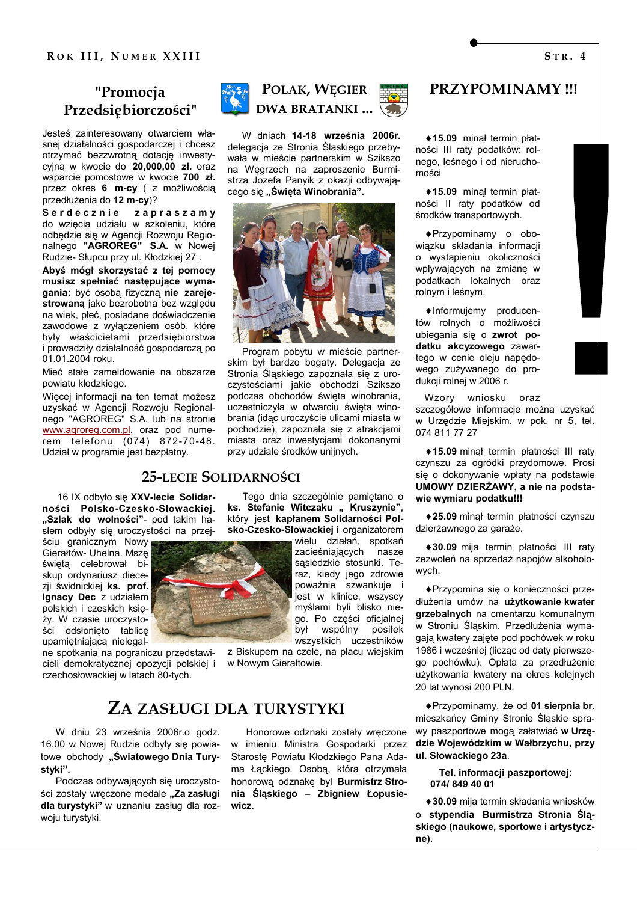## "Promocja Przedsiębiorczości"

Jesteś zainteresowany otwarciem własnej działalności gospodarczej i chcesz otrzymać bezzwrotną dotację inwestycyjną w kwocie do **20,000,00 zł.** oraz wsparcie pomostowe w kwocie **700 zł.** przez okres **6 m-cy** ( z możliwością przedłużenia do **12 m-cy**)?

**Serdecznie zapraszamy** do wzięcia udziału w szkoleniu, które odbędzie się w Agencji Rozwoju Regionalnego **"AGROREG" S.A.** w Nowej Rudzie- Słupcu przy ul. Kłodzkiej 27 .

**Abyś mógł skorzystać z tej pomocy musisz spełniać następujące wymagania:** być osobą fizyczną **nie zarejestrowaną** jako bezrobotna bez względu na wiek, płeć, posiadane doświadczenie zawodowe z wyłączeniem osób, które były właścicielami przedsiębiorstwa i prowadziły działalność gospodarczą po 01.01.2004 roku.

Mieć stałe zameldowanie na obszarze powiatu kłodzkiego.

Więcej informacji na ten temat możesz uzyskać w Agencji Rozwoju Regionalnego "AGROREG" S.A. lub na stronie www.agroreg.com.pl, oraz pod numerem telefonu (074) 872-70-48. Udział w programie jest bezpłatny.

## POLAK, WĘGIER DWA BRATANKI ...

W dniach **14-18 września 2006r.** delegacja ze Stronia Śląskiego przebywała w mieście partnerskim w Szikszo na Węgrzech na zaproszenie Burmistrza Jozefa Panyik z okazji odbywającego się **„Święta Winobrania".**

Program pobytu w mieście partnerskim był bardzo bogaty. Delegacja ze Stronia Śląskiego zapoznała się z uroczystościami jakie obchodzi Szikszo podczas obchodów święta winobrania, uczestniczyła w otwarciu święta winobrania (idąc uroczyście ulicami miasta w pochodzie), zapoznała się z atrakcjami miasta oraz inwestycjami dokonanymi przy udziale środków unijnych.

## 25-LECIE SOLIDARNOŚCI

16 IX odbyło się **XXV-lecie Solidarności Polsko-Czesko-Słowackiej. „Szlak do wolności"**- pod takim hasłem odbyły się uroczystości na przejściu granicznym Nowy Gierałtów- Uhelna. Mszę świętą celebrował biskup ordynariusz diecezji świdnickiej **ks. prof. Ignacy Dec** z udziałem polskich i czeskich księży. W czasie uroczystości odsłonięto tablicę upamiętniającą nielegalne spotkania na pograniczu przedstawicieli demokratycznej opozycji polskiej i czechosłowackiej w latach 80-tych.

Tego dnia szczególnie pamiętano o **ks. Stefanie Witczaku „ Kruszynie"**, który jest **kapłanem Solidarności Polsko-Czesko-Słowackiej** i organizatorem wielu działań, spotkań zacieśniających nasze sąsiedzkie stosunki. Teraz, kiedy jego zdrowie poważnie szwankuje i jest w klinice, wszyscy myślami byli blisko niego. Po części oficjalnej był wspólny posiłek wszystkich uczestników z Biskupem na czele, na placu wiejskim w Nowym Gierałtowie.

## ZA ZASŁUGI DLA TURYSTYKI

W dniu 23 września 2006r.o godz. 16.00 w Nowej Rudzie odbyły się powiatowe obchody **„Światowego Dnia Turystyki".**

Podczas odbywających się uroczystości zostały wręczone medale **„Za zasługi dla turystyki"** w uznaniu zasług dla rozwoju turystyki.

Honorowe odznaki zostały wręczone w imieniu Ministra Gospodarki przez Starostę Powiatu Kłodzkiego Pana Adama Łąckiego. Osobą, która otrzymała honorową odznakę był **Burmistrz Stronia Śląskiego – Zbigniew Łopusiewicz**.

## PRZYPOMINAMY !!!

♦**15.09** minął termin płatności III raty podatków: rolnego, leśnego i od nieruchomości

♦**15.09** minął termin płatności II raty podatków od środków transportowych.

♦Przypominamy o obowiązku składania informacji o wystąpieniu okoliczności wpływających na zmianę w podatkach lokalnych oraz rolnym i leśnym.

♦Informujemy producentów rolnych o możliwości ubiegania się o **zwrot podatku akcyzowego** zawartego w cenie oleju napędowego zużywanego do produkcji rolnej w 2006 r.

Wzory wniosku oraz szczegółowe informacje można uzyskać w Urzędzie Miejskim, w pok. nr 5, tel. 074 811 77 27

♦**15.09** minął termin płatności III raty czynszu za ogródki przydomowe. Prosi się o dokonywanie wpłaty na podstawie **UMOWY DZIERŻAWY, a nie na podstawie wymiaru podatku!!!**

♦**25.09** minął termin płatności czynszu dzierżawnego za garaże.

♦**30.09** mija termin płatności III raty zezwoleń na sprzedaż napojów alkoholowych.

♦Przypomina się o konieczności przedłużenia umów na **użytkowanie kwater grzebalnych** na cmentarzu komunalnym w Stroniu Śląskim. Przedłużenia wymagają kwatery zajęte pod pochówek w roku 1986 i wcześniej (licząc od daty pierwszego pochówku). Opłata za przedłużenie użytkowania kwatery na okres kolejnych 20 lat wynosi 200 PLN.

♦Przypominamy, że od **01 sierpnia br**. mieszkańcy Gminy Stronie Śląskie sprawy paszportowe mogą załatwiać **w Urzędzie Wojewódzkim w Wałbrzychu, przy ul. Słowackiego 23a**.

**Tel. informacji paszportowej: 074/ 849 40 01**

♦**30.09** mija termin składania wniosków o **stypendia Burmistrza Stronia Śląskiego (naukowe, sportowe i artystyczne).**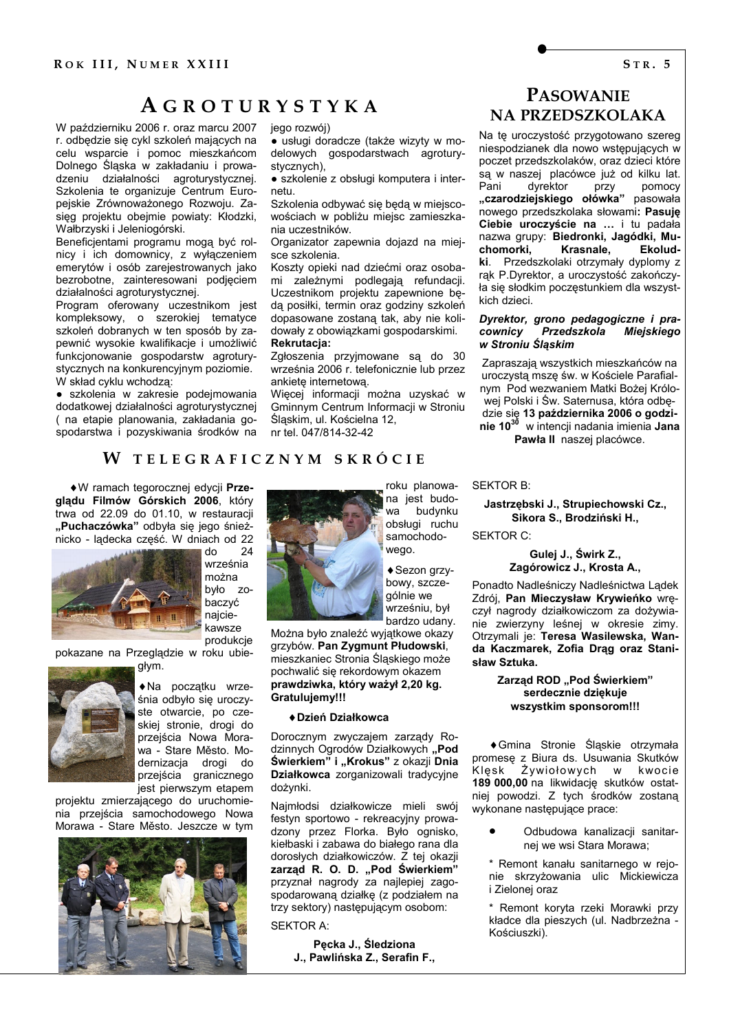# AGROTURYSTYKA

W październiku 2006 r. oraz marcu 2007 r. odbędzie się cykl szkoleń mających na celu wsparcie i pomoc mieszkańcom Dolnego Śląska w zakładaniu i prowadzeniu działalności agroturystycznej. Szkolenia te organizuje Centrum Europejskie Zrównoważonego Rozwoju. Zasięg projektu obejmie powiaty: Kłodzki, Wałbrzyski i Jeleniogórski.

Beneficjentami programu mogą być rolnicy i ich domownicy, z wyłączeniem emerytów i osób zarejestrowanych jako bezrobotne, zainteresowani podjęciem działalności agroturystycznej.

Program oferowany uczestnikom jest kompleksowy, o szerokiej tematyce szkoleń dobranych w ten sposób by zapewnić wysokie kwalifikacje i umożliwić funkcjonowanie gospodarstw agroturystycznych na konkurencyjnym poziomie.

W skład cyklu wchodzą:

- szkolenia w zakresie podejmowania dodatkowej działalności agroturystycznej ( na etapie planowania, zakładania gospodarstwa i pozyskiwania środków na jego rozwój)
- usługi doradcze (także wizyty w modelowych gospodarstwach agroturystycznych),
- szkolenie z obsługi komputera i internetu.

Szkolenia odbywać się będą w miejscowościach w pobliżu miejsc zamieszkania uczestników.

Organizator zapewnia dojazd na miejsce szkolenia.

Koszty opieki nad dziećmi oraz osobami zależnymi podlegają refundacji. Uczestnikom projektu zapewnione będą posiłki, termin oraz godziny szkoleń dopasowane zostaną tak, aby nie kolidowały z obowiązkami gospodarskimi.

**Rekrutacja:**

Zgłoszenia przyjmowane są do 30 września 2006 r. telefonicznie lub przez ankietę internetową.

Więcej informacji można uzyskać w Gminnym Centrum Informacji w Stroniu Śląskim, ul. Kościelna 12, nr tel. 047/814-32-42

# PASOWANIE NA PRZEDSZKOLAKA

Na tę uroczystość przygotowano szereg niespodzianek dla nowo wstępujących w poczet przedszkolaków, oraz dzieci które są w naszej placówce już od kilku lat. Pani dyrektor przy pomocy **„czarodziejskiego ołówka"** pasowała nowego przedszkolaka słowami**: Pasuję Ciebie uroczyście na …** i tu padała nazwa grupy: **Biedronki, Jagódki, Muchomorki, Krasnale, Ekoludki**. Przedszkolaki otrzymały dyplomy z rąk P.Dyrektor, a uroczystość zakończyła się słodkim poczęstunkiem dla wszystkich dzieci.

***Dyrektor, grono pedagogiczne i pracownicy Przedszkola Miejskiego w Stroniu Śląskim***

Zapraszają wszystkich mieszkańców na uroczystą mszę św. w Kościele Parafialnym Pod wezwaniem Matki Bożej Królowej Polski i Św. Saternusa, która odbędzie się **13 października 2006 o godzinie 10[30]** w intencji nadania imienia **Jana Pawła II** naszej placówce.

# W TELEGRAFICZNYM SKRÓCIE

♦W ramach tegorocznej edycji **Przeglądu Filmów Górskich 2006**, który trwa od 22.09 do 01.10, w restauracji **„Puchaczówka"** odbyła się jego śnieżnicko - lądecka część. W dniach od 22 do 24 września można było zobaczyć najciekawsze produkcje pokazane na Przeglądzie w roku ubiegłym.

♦Na początku września odbyło się uroczyste otwarcie, po czeskiej stronie, drogi do przejścia Nowa Morawa - Stare Město. Modernizacja drogi do przejścia granicznego jest pierwszym etapem projektu zmierzającego do uruchomienia przejścia samochodowego Nowa Morawa - Stare Město. Jeszcze w tym roku planowana jest budowa budynku obsługi ruchu samochodowego.

♦Sezon grzybowy, szczególnie we wrześniu, był bardzo udany. Można było znaleźć wyjątkowe okazy grzybów. **Pan Zygmunt Płudowski**, mieszkaniec Stronia Śląskiego może pochwalić się rekordowym okazem **prawdziwka, który ważył 2,20 kg. Gratulujemy!!!**

♦**Dzień Działkowca**

Dorocznym zwyczajem zarządy Rodzinnych Ogrodów Działkowych **„Pod Świerkiem" i „Krokus"** z okazji **Dnia Działkowca** zorganizowali tradycyjne dożynki.

Najmłodsi działkowicze mieli swój festyn sportowo - rekreacyjny prowadzony przez Florka. Było ognisko, kiełbaski i zabawa do białego rana dla dorosłych działkowiczów. Z tej okazji **zarząd R. O. D. „Pod Świerkiem"** przyznał nagrody za najlepiej zagospodarowaną działkę (z podziałem na trzy sektory) następującym osobom:

SEKTOR A:

**Pęcka J., Śledziona J., Pawlińska Z., Serafin F.,**

SEKTOR B:

**Jastrzębski J., Strupiechowski Cz., Sikora S., Brodziński H.,**

SEKTOR C:

**Gulej J., Świrk Z., Zagórowicz J., Krosta A.,**

Ponadto Nadleśniczy Nadleśnictwa Lądek Zdrój, **Pan Mieczysław Krywieńko** wręczył nagrody działkowiczom za dożywianie zwierzyny leśnej w okresie zimy. Otrzymali je: **Teresa Wasilewska, Wanda Kaczmarek, Zofia Drąg oraz Stanisław Sztuka.**

**Zarząd ROD „Pod Świerkiem" serdecznie dziękuje wszystkim sponsorom!!!**

♦Gmina Stronie Śląskie otrzymała promesę z Biura ds. Usuwania Skutków Klęsk Żywiołowych w kwocie **189 000,00** na likwidację skutków ostatniej powodzi. Z tych środków zostaną wykonane następujące prace:

- Odbudowa kanalizacji sanitarnej we wsi Stara Morawa;

\* Remont kanału sanitarnego w rejonie skrzyżowania ulic Mickiewicza i Zielonej oraz

\* Remont koryta rzeki Morawki przy kładce dla pieszych (ul. Nadbrzeżna - Kościuszki).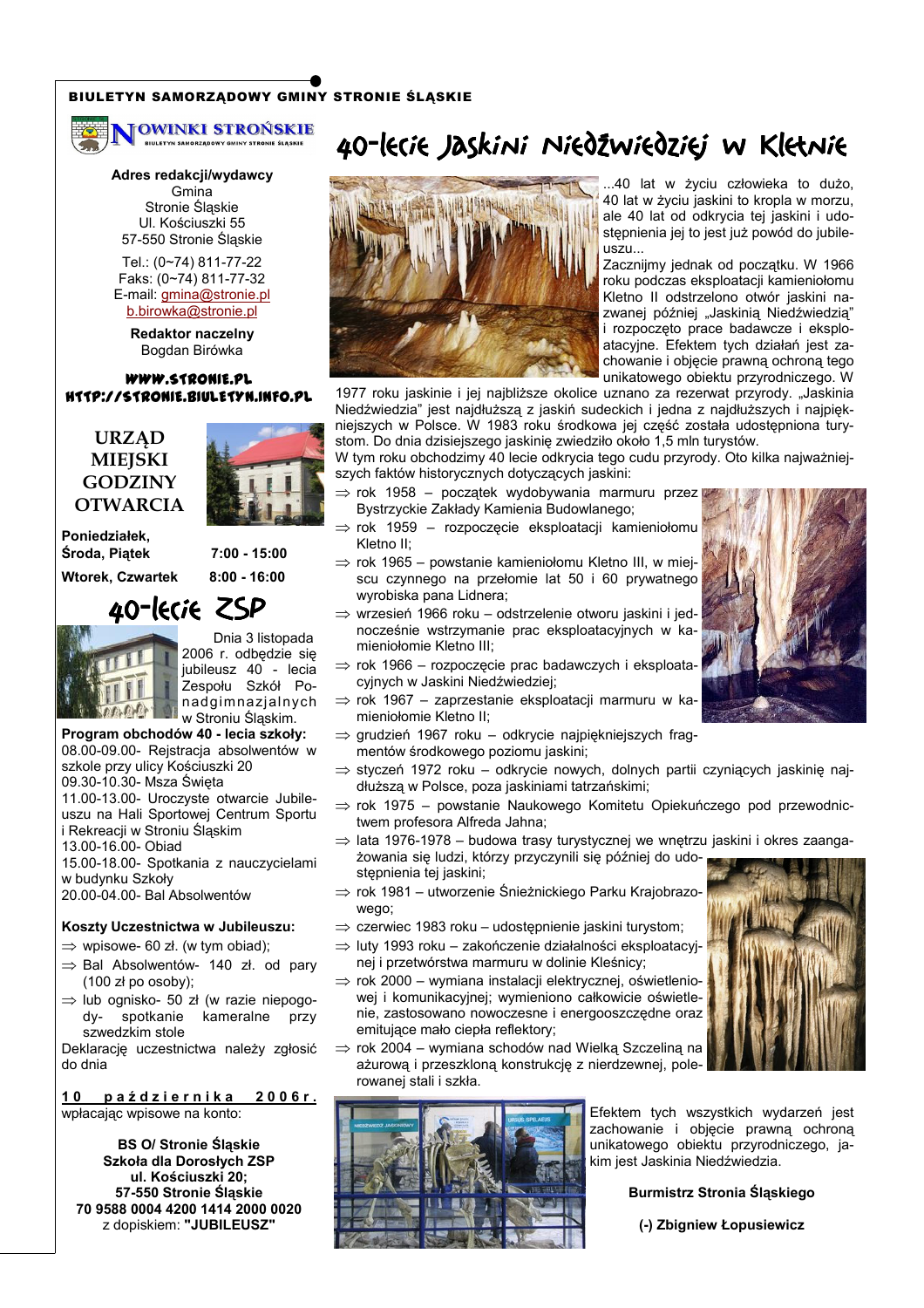NOWINKI STROŃSKIE

BIULETYN SAMORZĄDOWY GMINY STRONIE ŚLĄSKIE

**Adres redakcji/wydawcy**
Gmina
Stronie Śląskie
Ul. Kościuszki 55
57-550 Stronie Śląskie

Tel.: (0~74) 811-77-22
Faks: (0~74) 811-77-32
E-mail: gmina@stronie.pl
b.birowka@stronie.pl

**Redaktor naczelny**
Bogdan Birówka

**WWW.STRONIE.PL**
**HTTP://STRONIE.BIULETYN.INFO.PL**

## URZĄD MIEJSKI GODZINY OTWARCIA

| | |
|---|---|
| **Poniedziałek, Środa, Piątek** | **7:00 - 15:00** |
| **Wtorek, Czwartek** | **8:00 - 16:00** |

## 40-lecie ZSP

Dnia 3 listopada 2006 r. odbędzie się jubileusz 40 - lecia Zespołu Szkół Ponadgimnazjalnych w Stroniu Śląskim.

**Program obchodów 40 - lecia szkoły:**
08.00-09.00- Rejstracja absolwentów w szkole przy ulicy Kościuszki 20
09.30-10.30- Msza Święta
11.00-13.00- Uroczyste otwarcie Jubileuszu na Hali Sportowej Centrum Sportu i Rekreacji w Stroniu Śląskim
13.00-16.00- Obiad
15.00-18.00- Spotkania z nauczycielami w budynku Szkoły
20.00-04.00- Bal Absolwentów

**Koszty Uczestnictwa w Jubileuszu:**
- wpisowe- 60 zł. (w tym obiad);
- Bal Absolwentów- 140 zł. od pary (100 zł po osoby);
- lub ognisko- 50 zł (w razie niepogody- spotkanie kameralne przy szwedzkim stole

Deklarację uczestnictwa należy zgłosić do dnia

**10 października 2006r.** wpłacając wpisowe na konto:

**BS O/ Stronie Śląskie**
**Szkoła dla Dorosłych ZSP**
**ul. Kościuszki 20;**
**57-550 Stronie Śląskie**
**70 9588 0004 4200 1414 2000 0020**
z dopiskiem: **"JUBILEUSZ"**

# 40-lecie Jaskini Niedźwiedziej w Kletnie

...40 lat w życiu człowieka to dużo, 40 lat w życiu jaskini to kropla w morzu, ale 40 lat od odkrycia tej jaskini i udostępnienia jej to jest już powód do jubileuszu...

Zacznijmy jednak od początku. W 1966 roku podczas eksploatacji kamieniołomu Kletno II odstrzelono otwór jaskini nazwanej później „Jaskinią Niedźwiedzią" i rozpoczęto prace badawcze i eksploatacyjne. Efektem tych działań jest zachowanie i objęcie prawną ochroną tego unikatowego obiektu przyrodniczego. W 1977 roku jaskinie i jej najbliższe okolice uznano za rezerwat przyrody. „Jaskinia Niedźwiedzia" jest najdłuższą z jaskiń sudeckich i jedna z najdłuższych i najpiękniejszych w Polsce. W 1983 roku środkowa jej część została udostępniona turystom. Do dnia dzisiejszego jaskinię zwiedziło około 1,5 mln turystów.

W tym roku obchodzimy 40 lecie odkrycia tego cudu przyrody. Oto kilka najważniejszych faktów historycznych dotyczących jaskini:

- rok 1958 – początek wydobywania marmuru przez Bystrzyckie Zakłady Kamienia Budowlanego;
- rok 1959 – rozpoczęcie eksploatacji kamieniołomu Kletno II;
- rok 1965 – powstanie kamieniołomu Kletno III, w miejscu czynnego na przełomie lat 50 i 60 prywatnego wyrobiska pana Lidnera;
- wrzesień 1966 roku – odstrzelenie otworu jaskini i jednocześnie wstrzymanie prac eksploatacyjnych w kamieniołomie Kletno III;
- rok 1966 – rozpoczęcie prac badawczych i eksploatacyjnych w Jaskini Niedźwiedziej;
- rok 1967 – zaprzestanie eksploatacji marmuru w kamieniołomie Kletno II;
- grudzień 1967 roku – odkrycie najpiękniejszych fragmentów środkowego poziomu jaskini;
- styczeń 1972 roku – odkrycie nowych, dolnych partii czyniących jaskinię najdłuższą w Polsce, poza jaskiniami tatrzańskimi;
- rok 1975 – powstanie Naukowego Komitetu Opiekuńczego pod przewodnictwem profesora Alfreda Jahna;
- lata 1976-1978 – budowa trasy turystycznej we wnętrzu jaskini i okres zaangażowania się ludzi, którzy przyczynili się później do udostępnienia tej jaskini;
- rok 1981 – utworzenie Śnieżnickiego Parku Krajobrazowego;
- czerwiec 1983 roku – udostępnienie jaskini turystom;
- luty 1993 roku – zakończenie działalności eksploatacyjnej i przetwórstwa marmuru w dolinie Kleśnicy;
- rok 2000 – wymiana instalacji elektrycznej, oświetleniowej i komunikacyjnej; wymieniono całkowicie oświetlenie, zastosowano nowoczesne i energooszczędne oraz emitujące mało ciepła reflektory;
- rok 2004 – wymiana schodów nad Wielką Szczeliną na ażurową i przeszkloną konstrukcję z nierdzewnej, polerowanej stali i szkła.

Efektem tych wszystkich wydarzeń jest zachowanie i objęcie prawną ochroną unikatowego obiektu przyrodniczego, jakim jest Jaskinia Niedźwiedzia.

**Burmistrz Stronia Śląskiego**

**(-) Zbigniew Łopusiewicz**